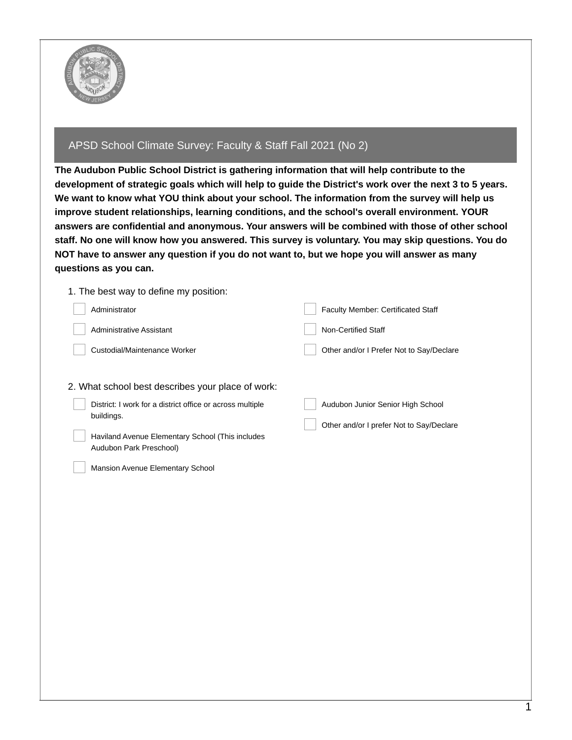## APSD School Climate Survey: Faculty & Staff Fall 2021 (No 2)

**The Audubon Public School District is gathering information that will help contribute to the development of strategic goals which will help to guide the District's work over the next 3 to 5 years. We want to know what YOU think about your school. The information from the survey will help us improve student relationships, learning conditions, and the school's overall environment. YOUR answers are confidential and anonymous. Your answers will be combined with those of other school staff. No one will know how you answered. This survey is voluntary. You may skip questions. You do NOT have to answer any question if you do not want to, but we hope you will answer as many questions as you can.**

1. The best way to define my position:

- [ ] Administrator
- [ ] Administrative Assistant
- [ ] Custodial/Maintenance Worker
- [ ] Faculty Member: Certificated Staff
- [ ] Non-Certified Staff
- [ ] Other and/or I Prefer Not to Say/Declare

2. What school best describes your place of work:

- [ ] District: I work for a district office or across multiple buildings.
- [ ] Haviland Avenue Elementary School (This includes Audubon Park Preschool)
- [ ] Mansion Avenue Elementary School
- [ ] Audubon Junior Senior High School
- [ ] Other and/or I prefer Not to Say/Declare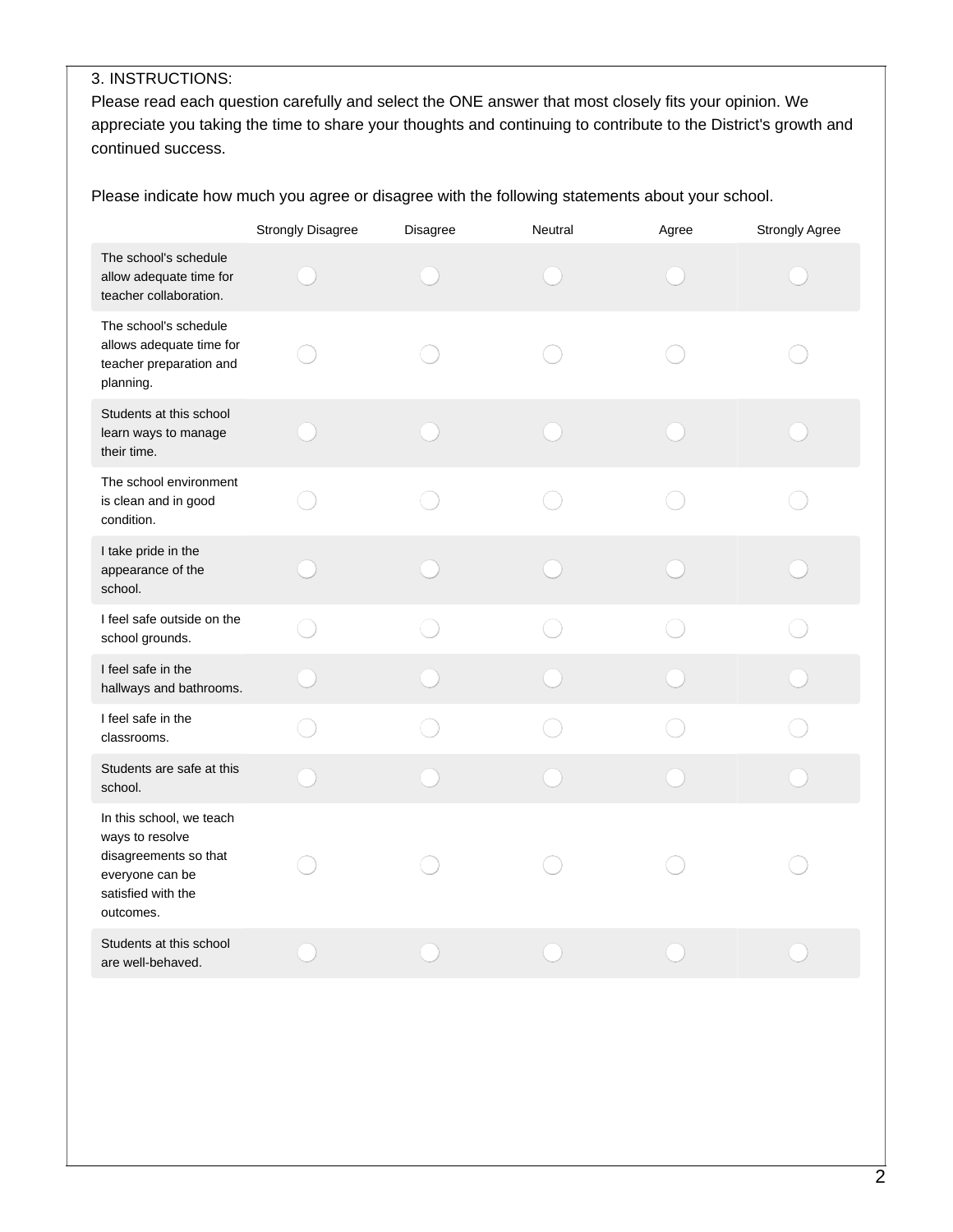3. INSTRUCTIONS:

Please read each question carefully and select the ONE answer that most closely fits your opinion. We appreciate you taking the time to share your thoughts and continuing to contribute to the District's growth and continued success.

Please indicate how much you agree or disagree with the following statements about your school.

| | Strongly Disagree | Disagree | Neutral | Agree | Strongly Agree |
|---|---|---|---|---|---|
| The school's schedule allow adequate time for teacher collaboration. | ○ | ○ | ○ | ○ | ○ |
| The school's schedule allows adequate time for teacher preparation and planning. | ○ | ○ | ○ | ○ | ○ |
| Students at this school learn ways to manage their time. | ○ | ○ | ○ | ○ | ○ |
| The school environment is clean and in good condition. | ○ | ○ | ○ | ○ | ○ |
| I take pride in the appearance of the school. | ○ | ○ | ○ | ○ | ○ |
| I feel safe outside on the school grounds. | ○ | ○ | ○ | ○ | ○ |
| I feel safe in the hallways and bathrooms. | ○ | ○ | ○ | ○ | ○ |
| I feel safe in the classrooms. | ○ | ○ | ○ | ○ | ○ |
| Students are safe at this school. | ○ | ○ | ○ | ○ | ○ |
| In this school, we teach ways to resolve disagreements so that everyone can be satisfied with the outcomes. | ○ | ○ | ○ | ○ | ○ |
| Students at this school are well-behaved. | ○ | ○ | ○ | ○ | ○ |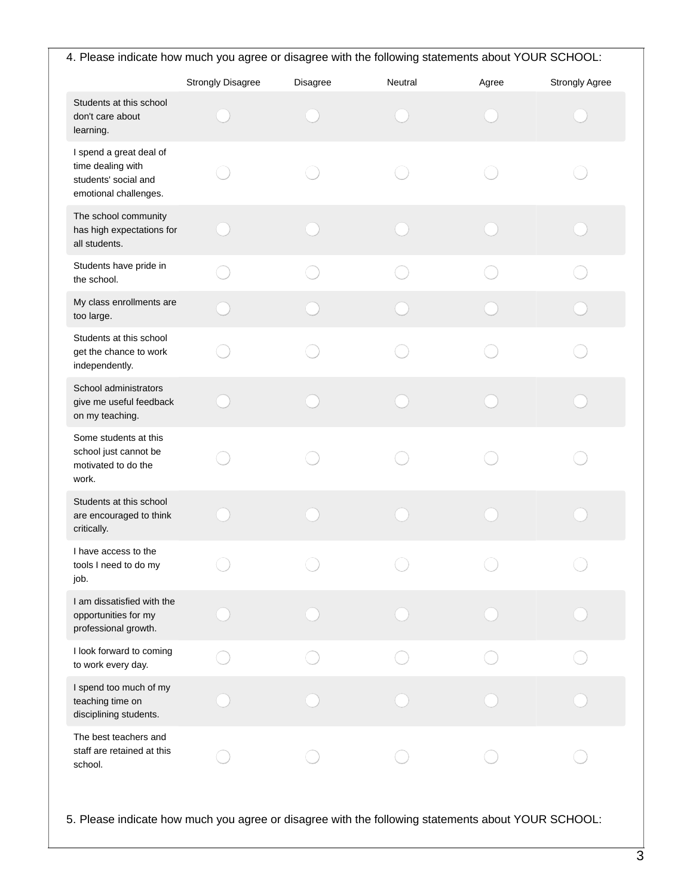4. Please indicate how much you agree or disagree with the following statements about YOUR SCHOOL:

| | Strongly Disagree | Disagree | Neutral | Agree | Strongly Agree |
|---|---|---|---|---|---|
| Students at this school don't care about learning. | ○ | ○ | ○ | ○ | ○ |
| I spend a great deal of time dealing with students' social and emotional challenges. | ○ | ○ | ○ | ○ | ○ |
| The school community has high expectations for all students. | ○ | ○ | ○ | ○ | ○ |
| Students have pride in the school. | ○ | ○ | ○ | ○ | ○ |
| My class enrollments are too large. | ○ | ○ | ○ | ○ | ○ |
| Students at this school get the chance to work independently. | ○ | ○ | ○ | ○ | ○ |
| School administrators give me useful feedback on my teaching. | ○ | ○ | ○ | ○ | ○ |
| Some students at this school just cannot be motivated to do the work. | ○ | ○ | ○ | ○ | ○ |
| Students at this school are encouraged to think critically. | ○ | ○ | ○ | ○ | ○ |
| I have access to the tools I need to do my job. | ○ | ○ | ○ | ○ | ○ |
| I am dissatisfied with the opportunities for my professional growth. | ○ | ○ | ○ | ○ | ○ |
| I look forward to coming to work every day. | ○ | ○ | ○ | ○ | ○ |
| I spend too much of my teaching time on disciplining students. | ○ | ○ | ○ | ○ | ○ |
| The best teachers and staff are retained at this school. | ○ | ○ | ○ | ○ | ○ |

5. Please indicate how much you agree or disagree with the following statements about YOUR SCHOOL: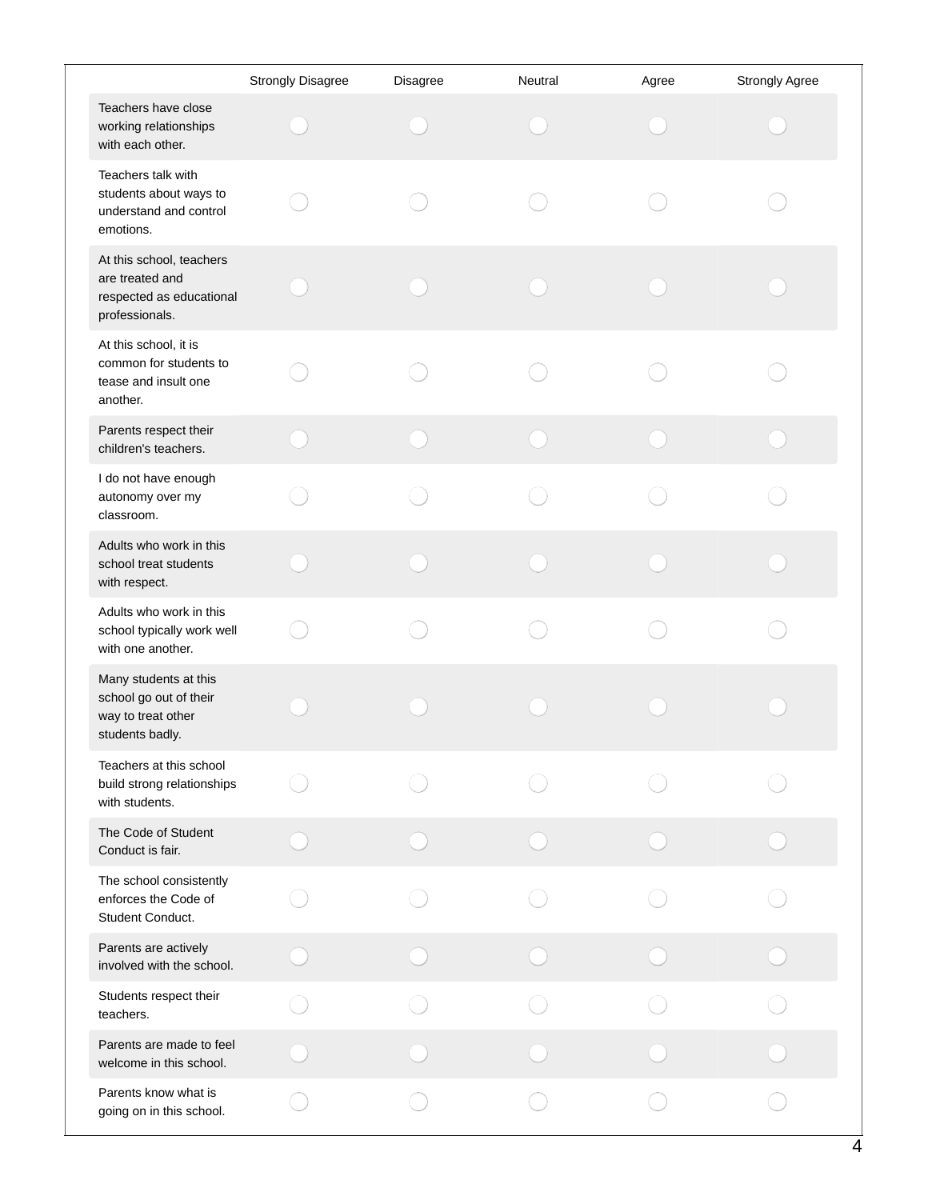| | Strongly Disagree | Disagree | Neutral | Agree | Strongly Agree |
|---|---|---|---|---|---|
| Teachers have close working relationships with each other. | ◯ | ◯ | ◯ | ◯ | ◯ |
| Teachers talk with students about ways to understand and control emotions. | ◯ | ◯ | ◯ | ◯ | ◯ |
| At this school, teachers are treated and respected as educational professionals. | ◯ | ◯ | ◯ | ◯ | ◯ |
| At this school, it is common for students to tease and insult one another. | ◯ | ◯ | ◯ | ◯ | ◯ |
| Parents respect their children's teachers. | ◯ | ◯ | ◯ | ◯ | ◯ |
| I do not have enough autonomy over my classroom. | ◯ | ◯ | ◯ | ◯ | ◯ |
| Adults who work in this school treat students with respect. | ◯ | ◯ | ◯ | ◯ | ◯ |
| Adults who work in this school typically work well with one another. | ◯ | ◯ | ◯ | ◯ | ◯ |
| Many students at this school go out of their way to treat other students badly. | ◯ | ◯ | ◯ | ◯ | ◯ |
| Teachers at this school build strong relationships with students. | ◯ | ◯ | ◯ | ◯ | ◯ |
| The Code of Student Conduct is fair. | ◯ | ◯ | ◯ | ◯ | ◯ |
| The school consistently enforces the Code of Student Conduct. | ◯ | ◯ | ◯ | ◯ | ◯ |
| Parents are actively involved with the school. | ◯ | ◯ | ◯ | ◯ | ◯ |
| Students respect their teachers. | ◯ | ◯ | ◯ | ◯ | ◯ |
| Parents are made to feel welcome in this school. | ◯ | ◯ | ◯ | ◯ | ◯ |
| Parents know what is going on in this school. | ◯ | ◯ | ◯ | ◯ | ◯ |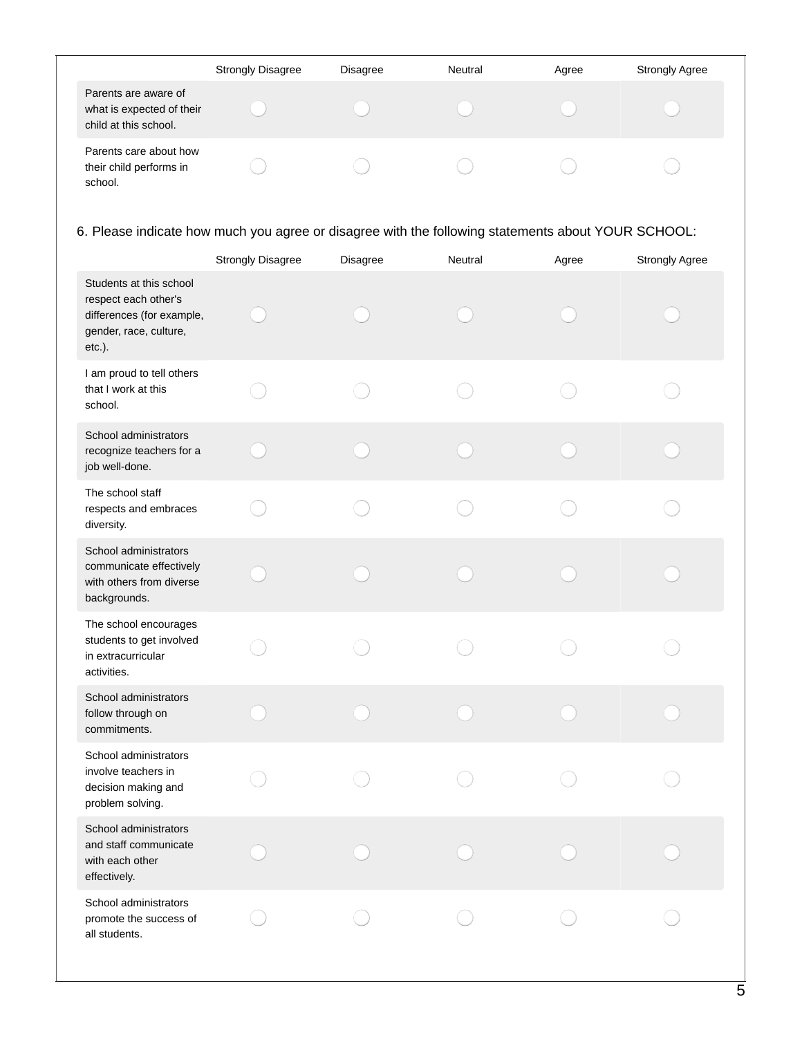| | Strongly Disagree | Disagree | Neutral | Agree | Strongly Agree |
|---|---|---|---|---|---|
| Parents are aware of what is expected of their child at this school. | ◯ | ◯ | ◯ | ◯ | ◯ |
| Parents care about how their child performs in school. | ◯ | ◯ | ◯ | ◯ | ◯ |

6. Please indicate how much you agree or disagree with the following statements about YOUR SCHOOL:

| | Strongly Disagree | Disagree | Neutral | Agree | Strongly Agree |
|---|---|---|---|---|---|
| Students at this school respect each other's differences (for example, gender, race, culture, etc.). | ◯ | ◯ | ◯ | ◯ | ◯ |
| I am proud to tell others that I work at this school. | ◯ | ◯ | ◯ | ◯ | ◯ |
| School administrators recognize teachers for a job well-done. | ◯ | ◯ | ◯ | ◯ | ◯ |
| The school staff respects and embraces diversity. | ◯ | ◯ | ◯ | ◯ | ◯ |
| School administrators communicate effectively with others from diverse backgrounds. | ◯ | ◯ | ◯ | ◯ | ◯ |
| The school encourages students to get involved in extracurricular activities. | ◯ | ◯ | ◯ | ◯ | ◯ |
| School administrators follow through on commitments. | ◯ | ◯ | ◯ | ◯ | ◯ |
| School administrators involve teachers in decision making and problem solving. | ◯ | ◯ | ◯ | ◯ | ◯ |
| School administrators and staff communicate with each other effectively. | ◯ | ◯ | ◯ | ◯ | ◯ |
| School administrators promote the success of all students. | ◯ | ◯ | ◯ | ◯ | ◯ |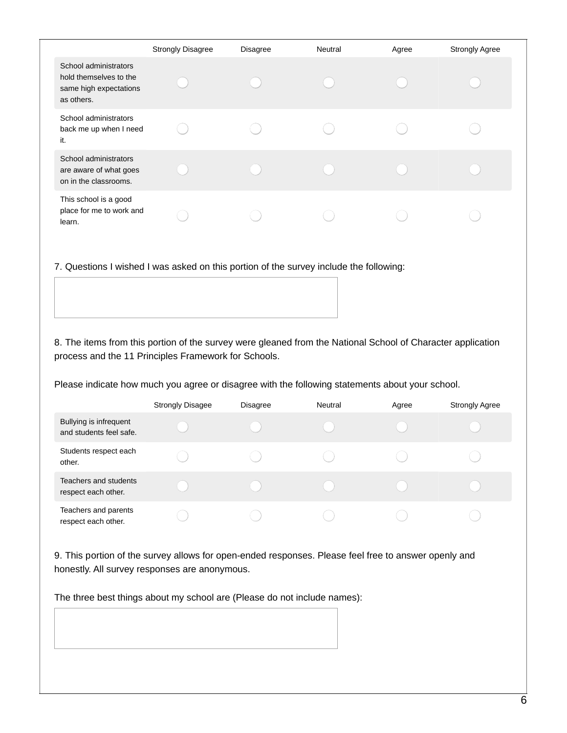| | Strongly Disagree | Disagree | Neutral | Agree | Strongly Agree |
|---|---|---|---|---|---|
| School administrators hold themselves to the same high expectations as others. | ◯ | ◯ | ◯ | ◯ | ◯ |
| School administrators back me up when I need it. | ◯ | ◯ | ◯ | ◯ | ◯ |
| School administrators are aware of what goes on in the classrooms. | ◯ | ◯ | ◯ | ◯ | ◯ |
| This school is a good place for me to work and learn. | ◯ | ◯ | ◯ | ◯ | ◯ |

7. Questions I wished I was asked on this portion of the survey include the following:

[ ]

8. The items from this portion of the survey were gleaned from the National School of Character application process and the 11 Principles Framework for Schools.

Please indicate how much you agree or disagree with the following statements about your school.

| | Strongly Disagee | Disagree | Neutral | Agree | Strongly Agree |
|---|---|---|---|---|---|
| Bullying is infrequent and students feel safe. | ◯ | ◯ | ◯ | ◯ | ◯ |
| Students respect each other. | ◯ | ◯ | ◯ | ◯ | ◯ |
| Teachers and students respect each other. | ◯ | ◯ | ◯ | ◯ | ◯ |
| Teachers and parents respect each other. | ◯ | ◯ | ◯ | ◯ | ◯ |

9. This portion of the survey allows for open-ended responses. Please feel free to answer openly and honestly. All survey responses are anonymous.

The three best things about my school are (Please do not include names):

[ ]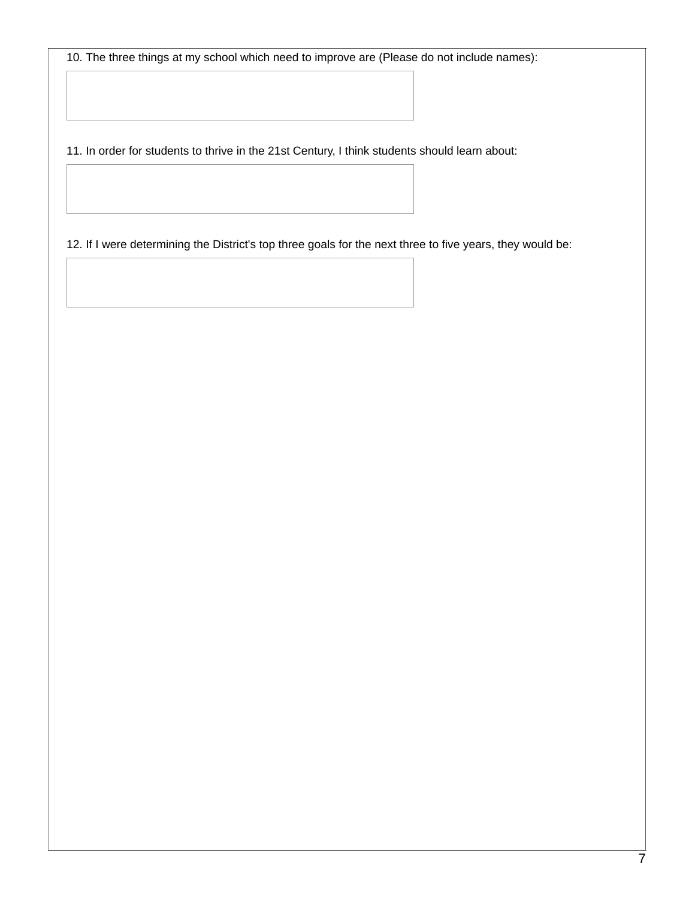10. The three things at my school which need to improve are (Please do not include names):

11. In order for students to thrive in the 21st Century, I think students should learn about:

12. If I were determining the District's top three goals for the next three to five years, they would be: